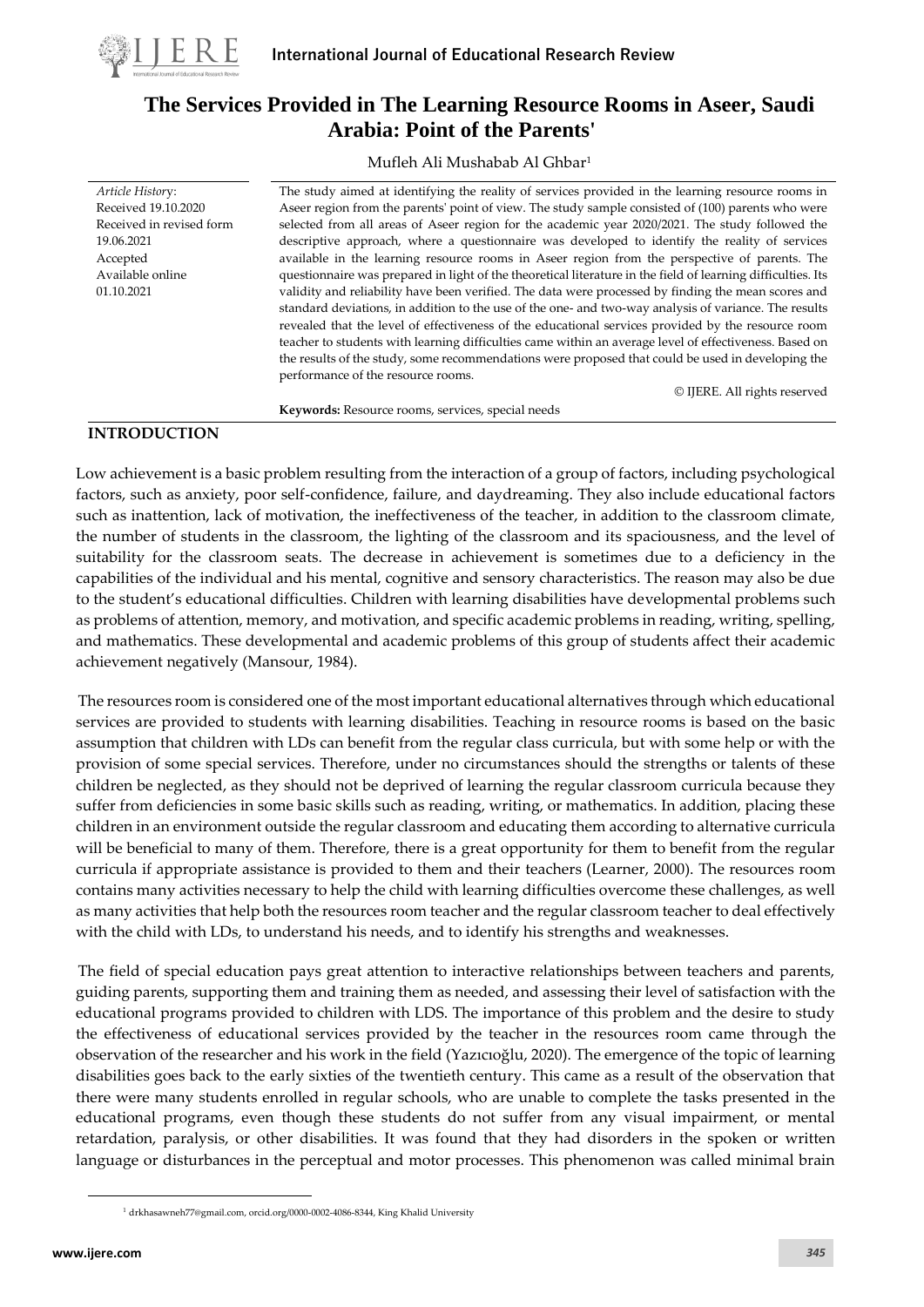# The Services Provided in The Learning Resource Rooms in Aseer, Saudi Arabia: Point of the Parents'

Mufleh Ali Mushabab Al Ghbar[1]

*Article History*:
Received 19.10.2020
Received in revised form 19.06.2021
Accepted
Available online 01.10.2021

The study aimed at identifying the reality of services provided in the learning resource rooms in Aseer region from the parents' point of view. The study sample consisted of (100) parents who were selected from all areas of Aseer region for the academic year 2020/2021. The study followed the descriptive approach, where a questionnaire was developed to identify the reality of services available in the learning resource rooms in Aseer region from the perspective of parents. The questionnaire was prepared in light of the theoretical literature in the field of learning difficulties. Its validity and reliability have been verified. The data were processed by finding the mean scores and standard deviations, in addition to the use of the one- and two-way analysis of variance. The results revealed that the level of effectiveness of the educational services provided by the resource room teacher to students with learning difficulties came within an average level of effectiveness. Based on the results of the study, some recommendations were proposed that could be used in developing the performance of the resource rooms.

© IJERE. All rights reserved

**Keywords:** Resource rooms, services, special needs

## INTRODUCTION

Low achievement is a basic problem resulting from the interaction of a group of factors, including psychological factors, such as anxiety, poor self-confidence, failure, and daydreaming. They also include educational factors such as inattention, lack of motivation, the ineffectiveness of the teacher, in addition to the classroom climate, the number of students in the classroom, the lighting of the classroom and its spaciousness, and the level of suitability for the classroom seats. The decrease in achievement is sometimes due to a deficiency in the capabilities of the individual and his mental, cognitive and sensory characteristics. The reason may also be due to the student's educational difficulties. Children with learning disabilities have developmental problems such as problems of attention, memory, and motivation, and specific academic problems in reading, writing, spelling, and mathematics. These developmental and academic problems of this group of students affect their academic achievement negatively (Mansour, 1984).

The resources room is considered one of the most important educational alternatives through which educational services are provided to students with learning disabilities. Teaching in resource rooms is based on the basic assumption that children with LDs can benefit from the regular class curricula, but with some help or with the provision of some special services. Therefore, under no circumstances should the strengths or talents of these children be neglected, as they should not be deprived of learning the regular classroom curricula because they suffer from deficiencies in some basic skills such as reading, writing, or mathematics. In addition, placing these children in an environment outside the regular classroom and educating them according to alternative curricula will be beneficial to many of them. Therefore, there is a great opportunity for them to benefit from the regular curricula if appropriate assistance is provided to them and their teachers (Learner, 2000). The resources room contains many activities necessary to help the child with learning difficulties overcome these challenges, as well as many activities that help both the resources room teacher and the regular classroom teacher to deal effectively with the child with LDs, to understand his needs, and to identify his strengths and weaknesses.

The field of special education pays great attention to interactive relationships between teachers and parents, guiding parents, supporting them and training them as needed, and assessing their level of satisfaction with the educational programs provided to children with LDS. The importance of this problem and the desire to study the effectiveness of educational services provided by the teacher in the resources room came through the observation of the researcher and his work in the field (Yazıcıoğlu, 2020). The emergence of the topic of learning disabilities goes back to the early sixties of the twentieth century. This came as a result of the observation that there were many students enrolled in regular schools, who are unable to complete the tasks presented in the educational programs, even though these students do not suffer from any visual impairment, or mental retardation, paralysis, or other disabilities. It was found that they had disorders in the spoken or written language or disturbances in the perceptual and motor processes. This phenomenon was called minimal brain

[1] drkhasawneh77@gmail.com, orcid.org/0000-0002-4086-8344, King Khalid University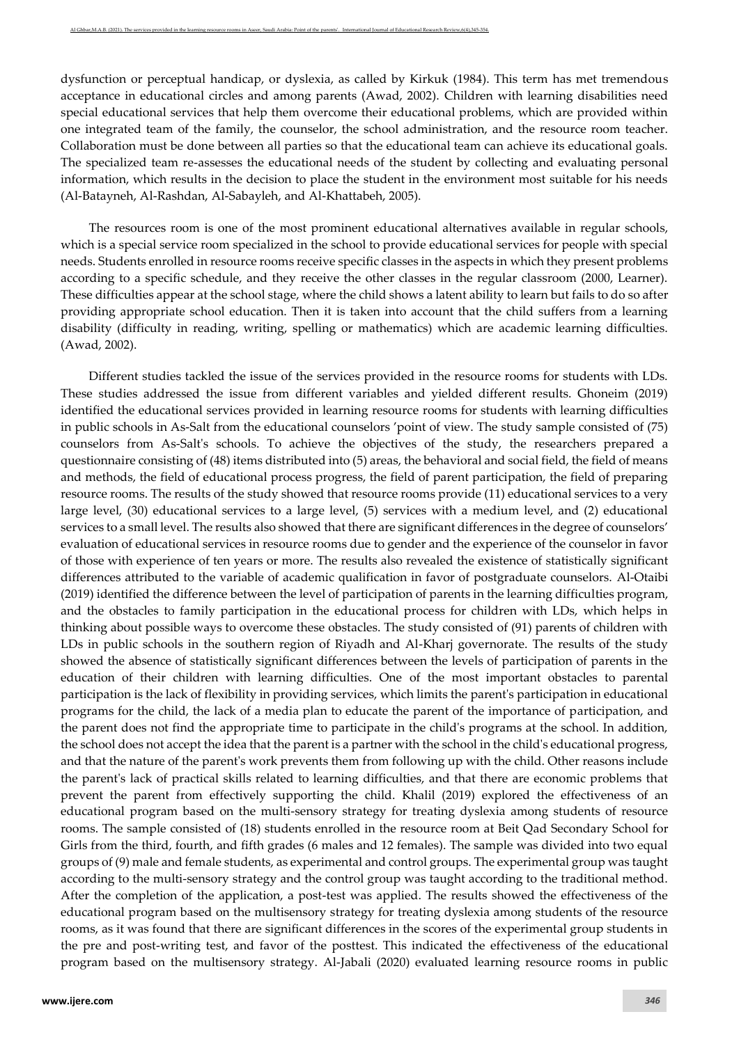dysfunction or perceptual handicap, or dyslexia, as called by Kirkuk (1984). This term has met tremendous acceptance in educational circles and among parents (Awad, 2002). Children with learning disabilities need special educational services that help them overcome their educational problems, which are provided within one integrated team of the family, the counselor, the school administration, and the resource room teacher. Collaboration must be done between all parties so that the educational team can achieve its educational goals. The specialized team re-assesses the educational needs of the student by collecting and evaluating personal information, which results in the decision to place the student in the environment most suitable for his needs (Al-Batayneh, Al-Rashdan, Al-Sabayleh, and Al-Khattabeh, 2005).

The resources room is one of the most prominent educational alternatives available in regular schools, which is a special service room specialized in the school to provide educational services for people with special needs. Students enrolled in resource rooms receive specific classes in the aspects in which they present problems according to a specific schedule, and they receive the other classes in the regular classroom (2000, Learner). These difficulties appear at the school stage, where the child shows a latent ability to learn but fails to do so after providing appropriate school education. Then it is taken into account that the child suffers from a learning disability (difficulty in reading, writing, spelling or mathematics) which are academic learning difficulties. (Awad, 2002).

Different studies tackled the issue of the services provided in the resource rooms for students with LDs. These studies addressed the issue from different variables and yielded different results. Ghoneim (2019) identified the educational services provided in learning resource rooms for students with learning difficulties in public schools in As-Salt from the educational counselors 'point of view. The study sample consisted of (75) counselors from As-Salt's schools. To achieve the objectives of the study, the researchers prepared a questionnaire consisting of (48) items distributed into (5) areas, the behavioral and social field, the field of means and methods, the field of educational process progress, the field of parent participation, the field of preparing resource rooms. The results of the study showed that resource rooms provide (11) educational services to a very large level, (30) educational services to a large level, (5) services with a medium level, and (2) educational services to a small level. The results also showed that there are significant differences in the degree of counselors' evaluation of educational services in resource rooms due to gender and the experience of the counselor in favor of those with experience of ten years or more. The results also revealed the existence of statistically significant differences attributed to the variable of academic qualification in favor of postgraduate counselors. Al-Otaibi (2019) identified the difference between the level of participation of parents in the learning difficulties program, and the obstacles to family participation in the educational process for children with LDs, which helps in thinking about possible ways to overcome these obstacles. The study consisted of (91) parents of children with LDs in public schools in the southern region of Riyadh and Al-Kharj governorate. The results of the study showed the absence of statistically significant differences between the levels of participation of parents in the education of their children with learning difficulties. One of the most important obstacles to parental participation is the lack of flexibility in providing services, which limits the parent's participation in educational programs for the child, the lack of a media plan to educate the parent of the importance of participation, and the parent does not find the appropriate time to participate in the child's programs at the school. In addition, the school does not accept the idea that the parent is a partner with the school in the child's educational progress, and that the nature of the parent's work prevents them from following up with the child. Other reasons include the parent's lack of practical skills related to learning difficulties, and that there are economic problems that prevent the parent from effectively supporting the child. Khalil (2019) explored the effectiveness of an educational program based on the multi-sensory strategy for treating dyslexia among students of resource rooms. The sample consisted of (18) students enrolled in the resource room at Beit Qad Secondary School for Girls from the third, fourth, and fifth grades (6 males and 12 females). The sample was divided into two equal groups of (9) male and female students, as experimental and control groups. The experimental group was taught according to the multi-sensory strategy and the control group was taught according to the traditional method. After the completion of the application, a post-test was applied. The results showed the effectiveness of the educational program based on the multisensory strategy for treating dyslexia among students of the resource rooms, as it was found that there are significant differences in the scores of the experimental group students in the pre and post-writing test, and favor of the posttest. This indicated the effectiveness of the educational program based on the multisensory strategy. Al-Jabali (2020) evaluated learning resource rooms in public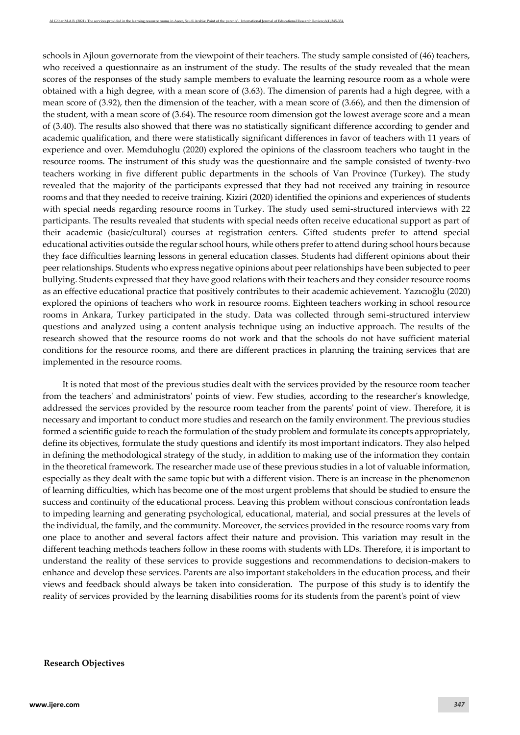schools in Ajloun governorate from the viewpoint of their teachers. The study sample consisted of (46) teachers, who received a questionnaire as an instrument of the study. The results of the study revealed that the mean scores of the responses of the study sample members to evaluate the learning resource room as a whole were obtained with a high degree, with a mean score of (3.63). The dimension of parents had a high degree, with a mean score of (3.92), then the dimension of the teacher, with a mean score of (3.66), and then the dimension of the student, with a mean score of (3.64). The resource room dimension got the lowest average score and a mean of (3.40). The results also showed that there was no statistically significant difference according to gender and academic qualification, and there were statistically significant differences in favor of teachers with 11 years of experience and over. Memduhoglu (2020) explored the opinions of the classroom teachers who taught in the resource rooms. The instrument of this study was the questionnaire and the sample consisted of twenty-two teachers working in five different public departments in the schools of Van Province (Turkey). The study revealed that the majority of the participants expressed that they had not received any training in resource rooms and that they needed to receive training. Kiziri (2020) identified the opinions and experiences of students with special needs regarding resource rooms in Turkey. The study used semi-structured interviews with 22 participants. The results revealed that students with special needs often receive educational support as part of their academic (basic/cultural) courses at registration centers. Gifted students prefer to attend special educational activities outside the regular school hours, while others prefer to attend during school hours because they face difficulties learning lessons in general education classes. Students had different opinions about their peer relationships. Students who express negative opinions about peer relationships have been subjected to peer bullying. Students expressed that they have good relations with their teachers and they consider resource rooms as an effective educational practice that positively contributes to their academic achievement. Yazıcıoğlu (2020) explored the opinions of teachers who work in resource rooms. Eighteen teachers working in school resource rooms in Ankara, Turkey participated in the study. Data was collected through semi-structured interview questions and analyzed using a content analysis technique using an inductive approach. The results of the research showed that the resource rooms do not work and that the schools do not have sufficient material conditions for the resource rooms, and there are different practices in planning the training services that are implemented in the resource rooms.

It is noted that most of the previous studies dealt with the services provided by the resource room teacher from the teachers' and administrators' points of view. Few studies, according to the researcher's knowledge, addressed the services provided by the resource room teacher from the parents' point of view. Therefore, it is necessary and important to conduct more studies and research on the family environment. The previous studies formed a scientific guide to reach the formulation of the study problem and formulate its concepts appropriately, define its objectives, formulate the study questions and identify its most important indicators. They also helped in defining the methodological strategy of the study, in addition to making use of the information they contain in the theoretical framework. The researcher made use of these previous studies in a lot of valuable information, especially as they dealt with the same topic but with a different vision. There is an increase in the phenomenon of learning difficulties, which has become one of the most urgent problems that should be studied to ensure the success and continuity of the educational process. Leaving this problem without conscious confrontation leads to impeding learning and generating psychological, educational, material, and social pressures at the levels of the individual, the family, and the community. Moreover, the services provided in the resource rooms vary from one place to another and several factors affect their nature and provision. This variation may result in the different teaching methods teachers follow in these rooms with students with LDs. Therefore, it is important to understand the reality of these services to provide suggestions and recommendations to decision-makers to enhance and develop these services. Parents are also important stakeholders in the education process, and their views and feedback should always be taken into consideration. The purpose of this study is to identify the reality of services provided by the learning disabilities rooms for its students from the parent's point of view

**Research Objectives**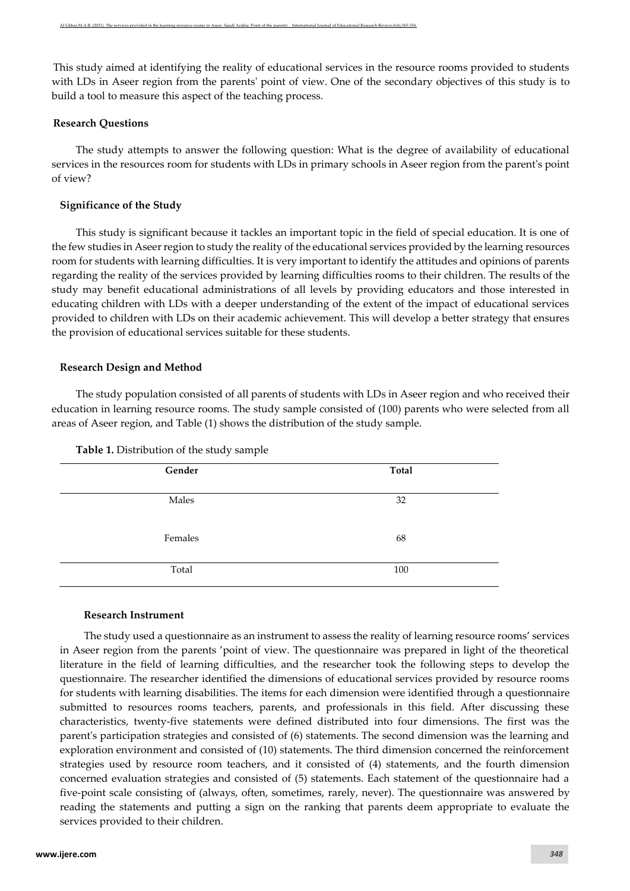This study aimed at identifying the reality of educational services in the resource rooms provided to students with LDs in Aseer region from the parents' point of view. One of the secondary objectives of this study is to build a tool to measure this aspect of the teaching process.

### Research Questions

The study attempts to answer the following question: What is the degree of availability of educational services in the resources room for students with LDs in primary schools in Aseer region from the parent's point of view?

### Significance of the Study

This study is significant because it tackles an important topic in the field of special education. It is one of the few studies in Aseer region to study the reality of the educational services provided by the learning resources room for students with learning difficulties. It is very important to identify the attitudes and opinions of parents regarding the reality of the services provided by learning difficulties rooms to their children. The results of the study may benefit educational administrations of all levels by providing educators and those interested in educating children with LDs with a deeper understanding of the extent of the impact of educational services provided to children with LDs on their academic achievement. This will develop a better strategy that ensures the provision of educational services suitable for these students.

### Research Design and Method

The study population consisted of all parents of students with LDs in Aseer region and who received their education in learning resource rooms. The study sample consisted of (100) parents who were selected from all areas of Aseer region, and Table (1) shows the distribution of the study sample.

**Table 1.** Distribution of the study sample

| Gender | Total |
| --- | --- |
| Males | 32 |
| Females | 68 |
| Total | 100 |

### Research Instrument

The study used a questionnaire as an instrument to assess the reality of learning resource rooms' services in Aseer region from the parents 'point of view. The questionnaire was prepared in light of the theoretical literature in the field of learning difficulties, and the researcher took the following steps to develop the questionnaire. The researcher identified the dimensions of educational services provided by resource rooms for students with learning disabilities. The items for each dimension were identified through a questionnaire submitted to resources rooms teachers, parents, and professionals in this field. After discussing these characteristics, twenty-five statements were defined distributed into four dimensions. The first was the parent's participation strategies and consisted of (6) statements. The second dimension was the learning and exploration environment and consisted of (10) statements. The third dimension concerned the reinforcement strategies used by resource room teachers, and it consisted of (4) statements, and the fourth dimension concerned evaluation strategies and consisted of (5) statements. Each statement of the questionnaire had a five-point scale consisting of (always, often, sometimes, rarely, never). The questionnaire was answered by reading the statements and putting a sign on the ranking that parents deem appropriate to evaluate the services provided to their children.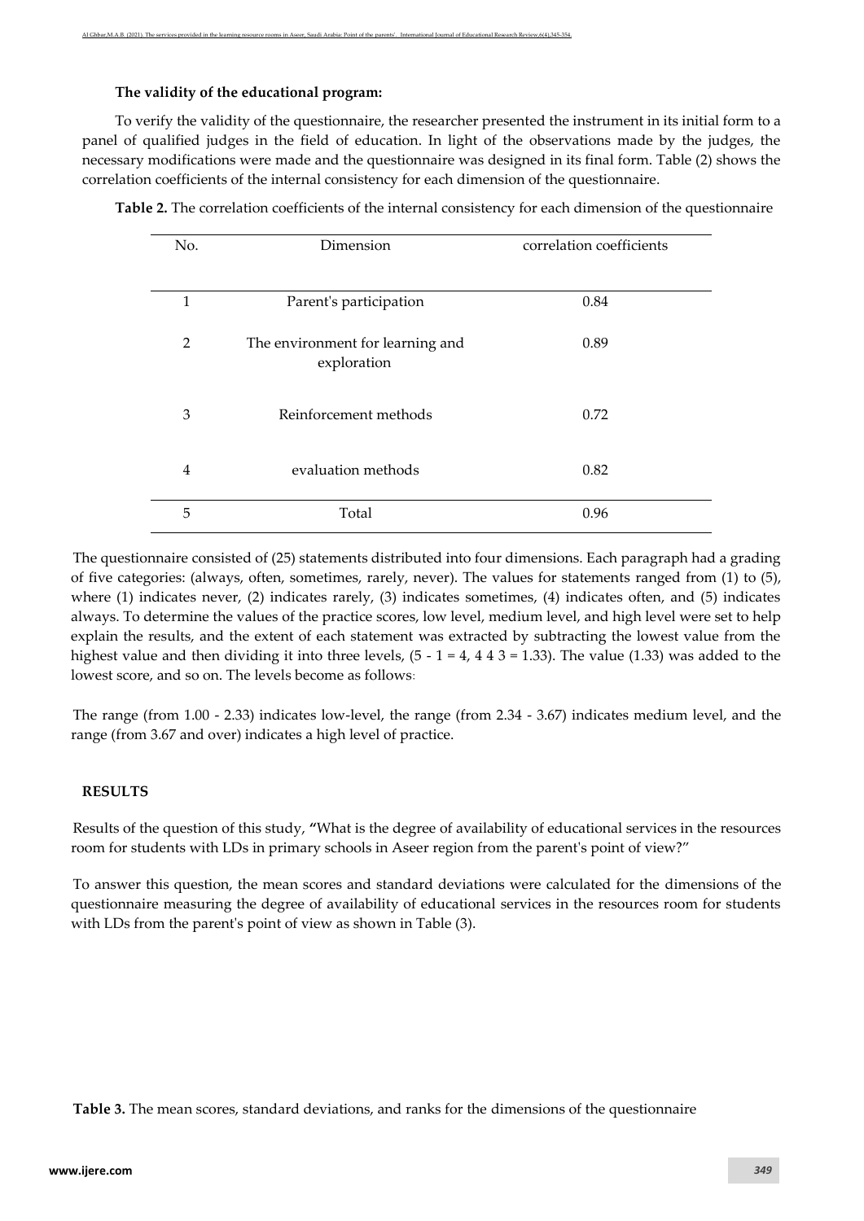**The validity of the educational program:**

To verify the validity of the questionnaire, the researcher presented the instrument in its initial form to a panel of qualified judges in the field of education. In light of the observations made by the judges, the necessary modifications were made and the questionnaire was designed in its final form. Table (2) shows the correlation coefficients of the internal consistency for each dimension of the questionnaire.

**Table 2.** The correlation coefficients of the internal consistency for each dimension of the questionnaire

| No. | Dimension | correlation coefficients |
| --- | --- | --- |
| 1 | Parent's participation | 0.84 |
| 2 | The environment for learning and exploration | 0.89 |
| 3 | Reinforcement methods | 0.72 |
| 4 | evaluation methods | 0.82 |
| 5 | Total | 0.96 |

The questionnaire consisted of (25) statements distributed into four dimensions. Each paragraph had a grading of five categories: (always, often, sometimes, rarely, never). The values for statements ranged from (1) to (5), where (1) indicates never, (2) indicates rarely, (3) indicates sometimes, (4) indicates often, and (5) indicates always. To determine the values of the practice scores, low level, medium level, and high level were set to help explain the results, and the extent of each statement was extracted by subtracting the lowest value from the highest value and then dividing it into three levels, (5 - 1 = 4, 4 4 3 = 1.33). The value (1.33) was added to the lowest score, and so on. The levels become as follows:

The range (from 1.00 - 2.33) indicates low-level, the range (from 2.34 - 3.67) indicates medium level, and the range (from 3.67 and over) indicates a high level of practice.

## RESULTS

Results of the question of this study, **"**What is the degree of availability of educational services in the resources room for students with LDs in primary schools in Aseer region from the parent's point of view?"

To answer this question, the mean scores and standard deviations were calculated for the dimensions of the questionnaire measuring the degree of availability of educational services in the resources room for students with LDs from the parent's point of view as shown in Table (3).

**Table 3.** The mean scores, standard deviations, and ranks for the dimensions of the questionnaire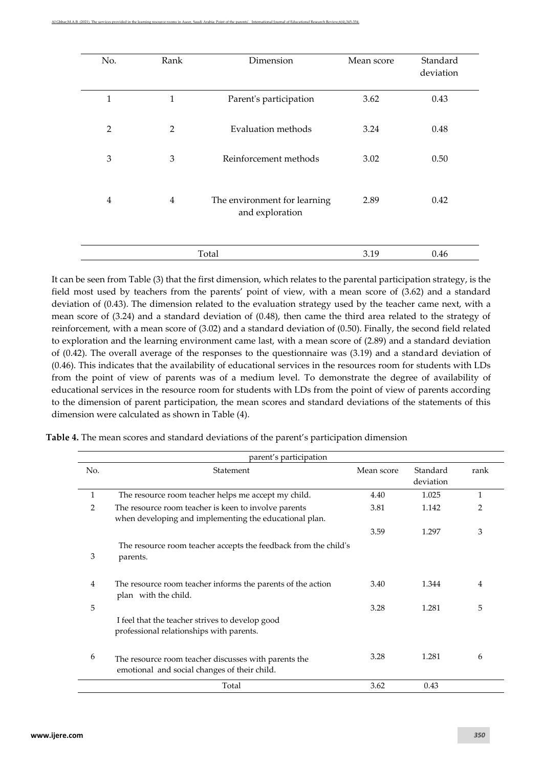| No. | Rank | Dimension | Mean score | Standard deviation |
|---|---|---|---|---|
| 1 | 1 | Parent's participation | 3.62 | 0.43 |
| 2 | 2 | Evaluation methods | 3.24 | 0.48 |
| 3 | 3 | Reinforcement methods | 3.02 | 0.50 |
| 4 | 4 | The environment for learning and exploration | 2.89 | 0.42 |
| | | Total | 3.19 | 0.46 |

It can be seen from Table (3) that the first dimension, which relates to the parental participation strategy, is the field most used by teachers from the parents' point of view, with a mean score of (3.62) and a standard deviation of (0.43). The dimension related to the evaluation strategy used by the teacher came next, with a mean score of (3.24) and a standard deviation of (0.48), then came the third area related to the strategy of reinforcement, with a mean score of (3.02) and a standard deviation of (0.50). Finally, the second field related to exploration and the learning environment came last, with a mean score of (2.89) and a standard deviation of (0.42). The overall average of the responses to the questionnaire was (3.19) and a standard deviation of (0.46). This indicates that the availability of educational services in the resources room for students with LDs from the point of view of parents was of a medium level. To demonstrate the degree of availability of educational services in the resource room for students with LDs from the point of view of parents according to the dimension of parent participation, the mean scores and standard deviations of the statements of this dimension were calculated as shown in Table (4).

**Table 4.** The mean scores and standard deviations of the parent's participation dimension

| parent's participation | | | | |
|---|---|---|---|---|
| No. | Statement | Mean score | Standard deviation | rank |
| 1 | The resource room teacher helps me accept my child. | 4.40 | 1.025 | 1 |
| 2 | The resource room teacher is keen to involve parents when developing and implementing the educational plan. | 3.81 | 1.142 | 2 |
| 3 | The resource room teacher accepts the feedback from the child's parents. | 3.59 | 1.297 | 3 |
| 4 | The resource room teacher informs the parents of the action plan with the child. | 3.40 | 1.344 | 4 |
| 5 | I feel that the teacher strives to develop good professional relationships with parents. | 3.28 | 1.281 | 5 |
| 6 | The resource room teacher discusses with parents the emotional and social changes of their child. | 3.28 | 1.281 | 6 |
| | Total | 3.62 | 0.43 | |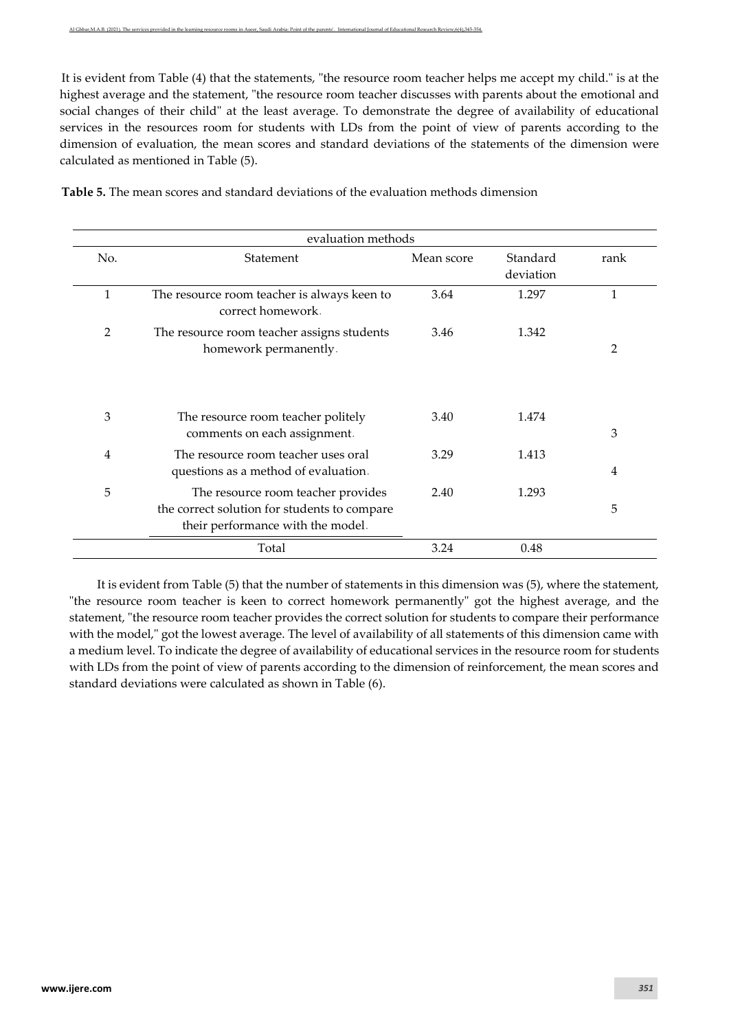It is evident from Table (4) that the statements, "the resource room teacher helps me accept my child." is at the highest average and the statement, "the resource room teacher discusses with parents about the emotional and social changes of their child" at the least average. To demonstrate the degree of availability of educational services in the resources room for students with LDs from the point of view of parents according to the dimension of evaluation, the mean scores and standard deviations of the statements of the dimension were calculated as mentioned in Table (5).

**Table 5.** The mean scores and standard deviations of the evaluation methods dimension

| evaluation methods | | | | |
|---|---|---|---|---|
| No. | Statement | Mean score | Standard deviation | rank |
| 1 | The resource room teacher is always keen to correct homework. | 3.64 | 1.297 | 1 |
| 2 | The resource room teacher assigns students homework permanently. | 3.46 | 1.342 | 2 |
| 3 | The resource room teacher politely comments on each assignment. | 3.40 | 1.474 | 3 |
| 4 | The resource room teacher uses oral questions as a method of evaluation. | 3.29 | 1.413 | 4 |
| 5 | The resource room teacher provides the correct solution for students to compare their performance with the model. | 2.40 | 1.293 | 5 |
| | Total | 3.24 | 0.48 | |

It is evident from Table (5) that the number of statements in this dimension was (5), where the statement, "the resource room teacher is keen to correct homework permanently" got the highest average, and the statement, "the resource room teacher provides the correct solution for students to compare their performance with the model," got the lowest average. The level of availability of all statements of this dimension came with a medium level. To indicate the degree of availability of educational services in the resource room for students with LDs from the point of view of parents according to the dimension of reinforcement, the mean scores and standard deviations were calculated as shown in Table (6).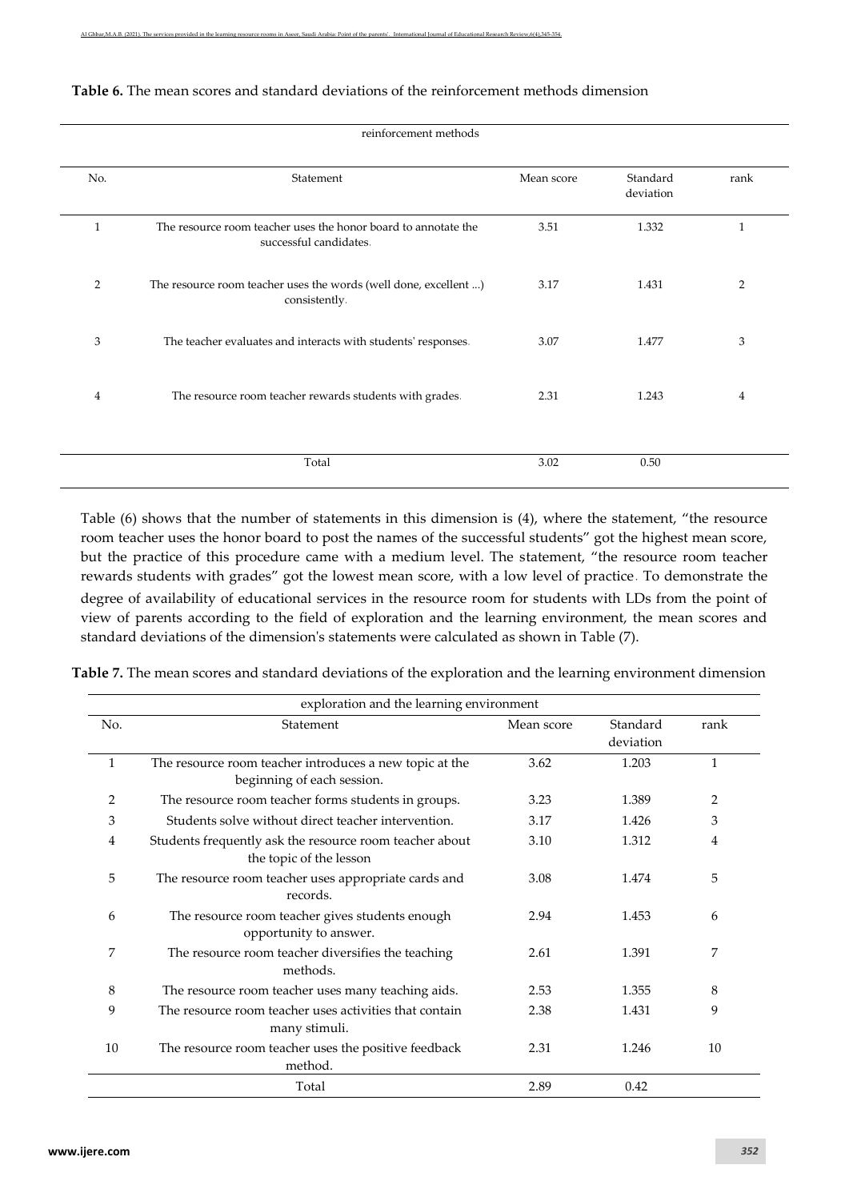**Table 6.** The mean scores and standard deviations of the reinforcement methods dimension

| reinforcement methods | | | | |
|---|---|---|---|---|
| No. | Statement | Mean score | Standard deviation | rank |
| 1 | The resource room teacher uses the honor board to annotate the successful candidates. | 3.51 | 1.332 | 1 |
| 2 | The resource room teacher uses the words (well done, excellent ...) consistently. | 3.17 | 1.431 | 2 |
| 3 | The teacher evaluates and interacts with students' responses. | 3.07 | 1.477 | 3 |
| 4 | The resource room teacher rewards students with grades. | 2.31 | 1.243 | 4 |
| | Total | 3.02 | 0.50 | |

Table (6) shows that the number of statements in this dimension is (4), where the statement, "the resource room teacher uses the honor board to post the names of the successful students" got the highest mean score, but the practice of this procedure came with a medium level. The statement, "the resource room teacher rewards students with grades" got the lowest mean score, with a low level of practice. To demonstrate the degree of availability of educational services in the resource room for students with LDs from the point of view of parents according to the field of exploration and the learning environment, the mean scores and standard deviations of the dimension's statements were calculated as shown in Table (7).

**Table 7.** The mean scores and standard deviations of the exploration and the learning environment dimension

| exploration and the learning environment | | | | |
|---|---|---|---|---|
| No. | Statement | Mean score | Standard deviation | rank |
| 1 | The resource room teacher introduces a new topic at the beginning of each session. | 3.62 | 1.203 | 1 |
| 2 | The resource room teacher forms students in groups. | 3.23 | 1.389 | 2 |
| 3 | Students solve without direct teacher intervention. | 3.17 | 1.426 | 3 |
| 4 | Students frequently ask the resource room teacher about the topic of the lesson | 3.10 | 1.312 | 4 |
| 5 | The resource room teacher uses appropriate cards and records. | 3.08 | 1.474 | 5 |
| 6 | The resource room teacher gives students enough opportunity to answer. | 2.94 | 1.453 | 6 |
| 7 | The resource room teacher diversifies the teaching methods. | 2.61 | 1.391 | 7 |
| 8 | The resource room teacher uses many teaching aids. | 2.53 | 1.355 | 8 |
| 9 | The resource room teacher uses activities that contain many stimuli. | 2.38 | 1.431 | 9 |
| 10 | The resource room teacher uses the positive feedback method. | 2.31 | 1.246 | 10 |
| | Total | 2.89 | 0.42 | |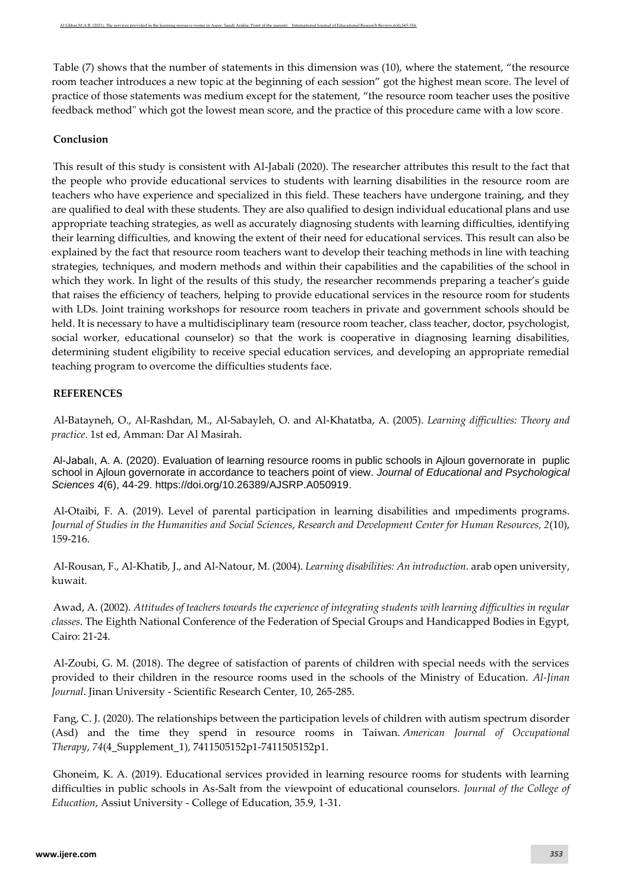Table (7) shows that the number of statements in this dimension was (10), where the statement, "the resource room teacher introduces a new topic at the beginning of each session" got the highest mean score. The level of practice of those statements was medium except for the statement, "the resource room teacher uses the positive feedback method" which got the lowest mean score, and the practice of this procedure came with a low score.

## Conclusion

This result of this study is consistent with Al-Jabali (2020). The researcher attributes this result to the fact that the people who provide educational services to students with learning disabilities in the resource room are teachers who have experience and specialized in this field. These teachers have undergone training, and they are qualified to deal with these students. They are also qualified to design individual educational plans and use appropriate teaching strategies, as well as accurately diagnosing students with learning difficulties, identifying their learning difficulties, and knowing the extent of their need for educational services. This result can also be explained by the fact that resource room teachers want to develop their teaching methods in line with teaching strategies, techniques, and modern methods and within their capabilities and the capabilities of the school in which they work. In light of the results of this study, the researcher recommends preparing a teacher's guide that raises the efficiency of teachers, helping to provide educational services in the resource room for students with LDs. Joint training workshops for resource room teachers in private and government schools should be held. It is necessary to have a multidisciplinary team (resource room teacher, class teacher, doctor, psychologist, social worker, educational counselor) so that the work is cooperative in diagnosing learning disabilities, determining student eligibility to receive special education services, and developing an appropriate remedial teaching program to overcome the difficulties students face.

## REFERENCES

Al-Batayneh, O., Al-Rashdan, M., Al-Sabayleh, O. and Al-Khatatba, A. (2005). *Learning difficulties: Theory and practice*. 1st ed, Amman: Dar Al Masirah.

Al-Jabalı, A. A. (2020). Evaluation of learning resource rooms in public schools in Ajloun governorate in puplic school in Ajloun governorate in accordance to teachers point of view. *Journal of Educational and Psychological Sciences 4*(6), 44-29. https://doi.org/10.26389/AJSRP.A050919.

Al-Otaibi, F. A. (2019). Level of parental participation in learning disabilities and ımpediments programs. *Journal of Studies in the Humanities and Social Sciences*, *Research and Development Center for Human Resources, 2*(10), 159-216.

Al-Rousan, F., Al-Khatib, J., and Al-Natour, M. (2004). *Learning disabilities: An introduction*. arab open university, kuwait.

Awad, A. (2002). *Attitudes of teachers towards the experience of integrating students with learning difficulties in regular classes*. The Eighth National Conference of the Federation of Special Groups and Handicapped Bodies in Egypt, Cairo: 21-24.

Al-Zoubi, G. M. (2018). The degree of satisfaction of parents of children with special needs with the services provided to their children in the resource rooms used in the schools of the Ministry of Education. *Al-Jinan Journal*. Jinan University - Scientific Research Center, 10, 265-285.

Fang, C. J. (2020). The relationships between the participation levels of children with autism spectrum disorder (Asd) and the time they spend in resource rooms in Taiwan. *American Journal of Occupational Therapy*, *74*(4_Supplement_1), 7411505152p1-7411505152p1.

Ghoneim, K. A. (2019). Educational services provided in learning resource rooms for students with learning difficulties in public schools in As-Salt from the viewpoint of educational counselors. *Journal of the College of Education*, Assiut University - College of Education, 35.9, 1-31.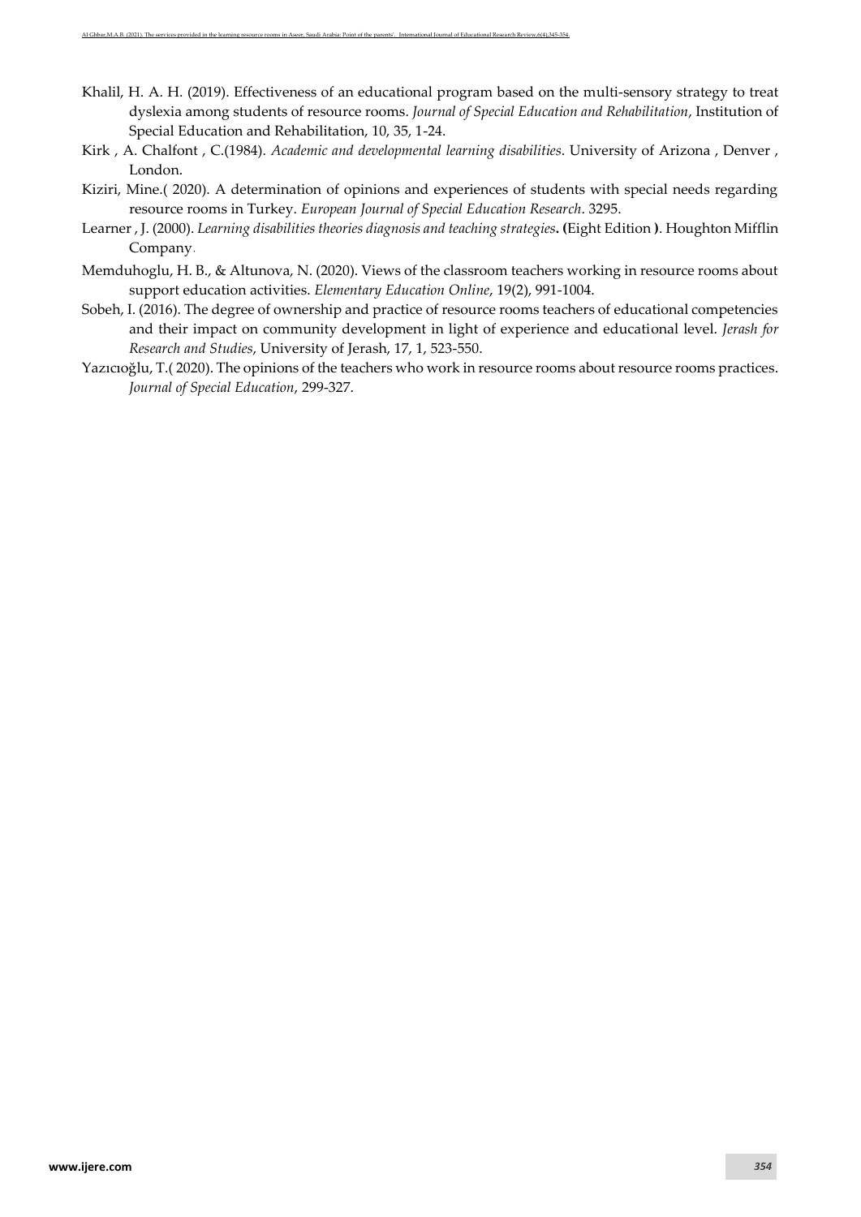Khalil, H. A. H. (2019). Effectiveness of an educational program based on the multi-sensory strategy to treat dyslexia among students of resource rooms. *Journal of Special Education and Rehabilitation*, Institution of Special Education and Rehabilitation, 10, 35, 1-24.

Kirk , A. Chalfont , C.(1984). *Academic and developmental learning disabilities*. University of Arizona , Denver , London.

Kiziri, Mine.( 2020). A determination of opinions and experiences of students with special needs regarding resource rooms in Turkey. *European Journal of Special Education Research*. 3295.

Learner , J. (2000). *Learning disabilities theories diagnosis and teaching strategies*. **(**Eight Edition **)**. Houghton Mifflin Company.

Memduhoglu, H. B., & Altunova, N. (2020). Views of the classroom teachers working in resource rooms about support education activities. *Elementary Education Online*, 19(2), 991-1004.

Sobeh, I. (2016). The degree of ownership and practice of resource rooms teachers of educational competencies and their impact on community development in light of experience and educational level. *Jerash for Research and Studies*, University of Jerash, 17, 1, 523-550.

Yazıcıoğlu, T.( 2020). The opinions of the teachers who work in resource rooms about resource rooms practices. *Journal of Special Education*, 299-327.